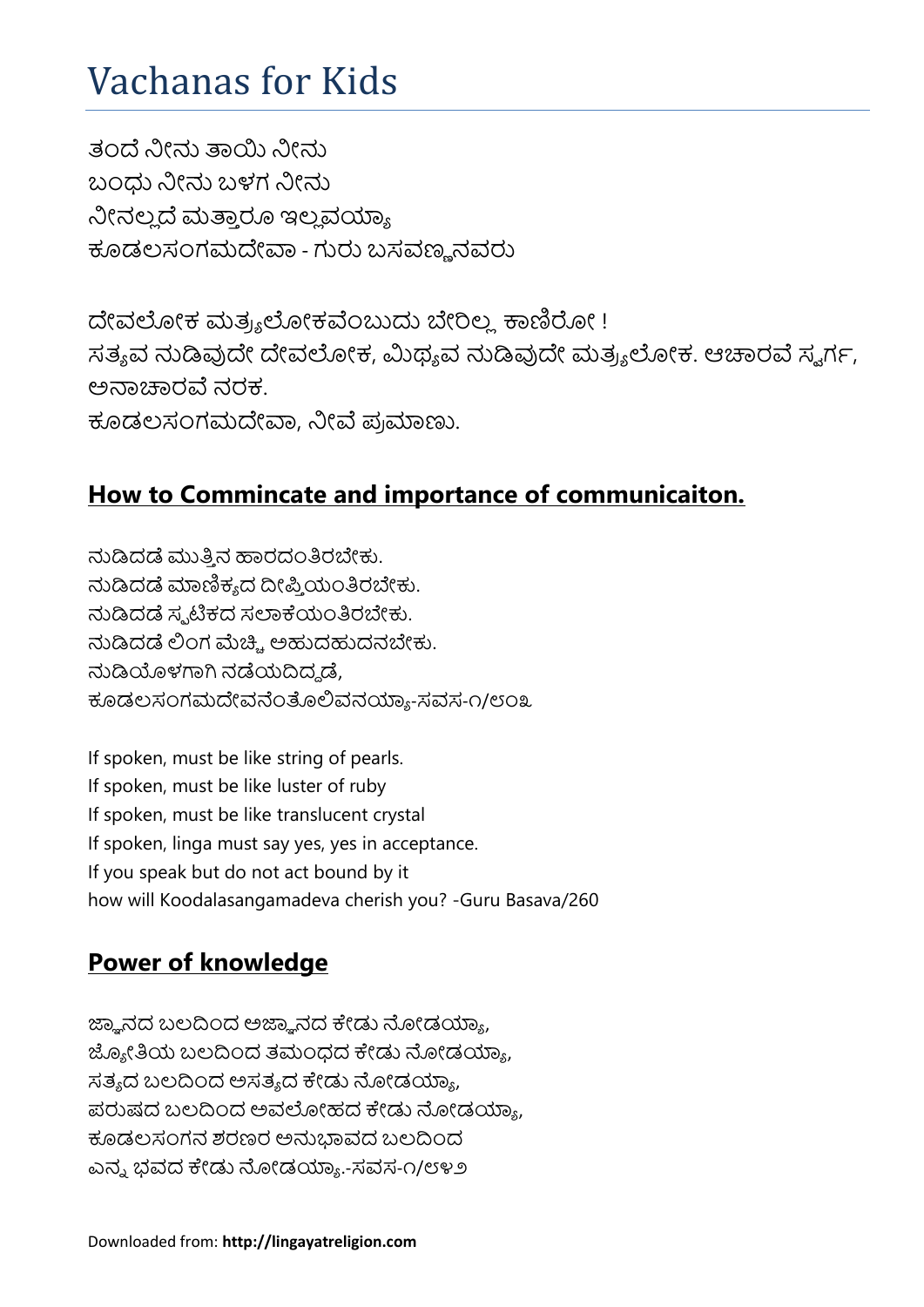# Vachanas for Kids

ತಂದೆ ನೀನು ತಾಯಿ ನೀನು
ಬಂಧು ನೀನು ಬಳಗ ನೀನು
ನೀನಲ್ಲದೆ ಮತ್ತಾರೂ ಇಲ್ಲವಯ್ಯಾ
ಕೂಡಲಸಂಗಮದೇವಾ - ಗುರು ಬಸವಣ್ಣನವರು

ದೇವಲೋಕ ಮತ್ರ್ಯಲೋಕವೆಂಬುದು ಬೇರಿಲ್ಲ ಕಾಣಿರೋ !
ಸತ್ಯವ ನುಡಿವುದೇ ದೇವಲೋಕ, ಮಿಥ್ಯವ ನುಡಿವುದೇ ಮತ್ರ್ಯಲೋಕ. ಆಚಾರವೆ ಸ್ವರ್ಗ, ಅನಾಚಾರವೆ ನರಕ.
ಕೂಡಲಸಂಗಮದೇವಾ, ನೀವೆ ಪ್ರಮಾಣು.

## **How to Commincate and importance of communicaiton.**

ನುಡಿದಡೆ ಮುತ್ತಿನ ಹಾರದಂತಿರಬೇಕು.
ನುಡಿದಡೆ ಮಾಣಿಕ್ಯದ ದೀಪ್ತಿಯಂತಿರಬೇಕು.
ನುಡಿದಡೆ ಸ್ಫಟಿಕದ ಸಲಾಕೆಯಂತಿರಬೇಕು.
ನುಡಿದಡೆ ಲಿಂಗ ಮೆಚ್ಚಿ ಅಹುದಹುದನಬೇಕು.
ನುಡಿಯೊಳಗಾಗಿ ನಡೆಯದಿದ್ದಡೆ,
ಕೂಡಲಸಂಗಮದೇವನೆಂತೊಲಿವನಯ್ಯಾ-ಸವಸ-೧/೨೦೩

If spoken, must be like string of pearls.
If spoken, must be like luster of ruby
If spoken, must be like translucent crystal
If spoken, linga must say yes, yes in acceptance.
If you speak but do not act bound by it
how will Koodalasangamadeva cherish you? -Guru Basava/260

## **Power of knowledge**

ಜ್ಞಾನದ ಬಲದಿಂದ ಅಜ್ಞಾನದ ಕೇಡು ನೋಡಯ್ಯಾ,
ಜ್ಯೋತಿಯ ಬಲದಿಂದ ತಮಂಧದ ಕೇಡು ನೋಡಯ್ಯಾ,
ಸತ್ಯದ ಬಲದಿಂದ ಅಸತ್ಯದ ಕೇಡು ನೋಡಯ್ಯಾ,
ಪರುಷದ ಬಲದಿಂದ ಅವಲೋಹದ ಕೇಡು ನೋಡಯ್ಯಾ,
ಕೂಡಲಸಂಗನ ಶರಣರ ಅನುಭಾವದ ಬಲದಿಂದ
ಎನ್ನ ಭವದ ಕೇಡು ನೋಡಯ್ಯಾ.-ಸವಸ-೧/೮೪೨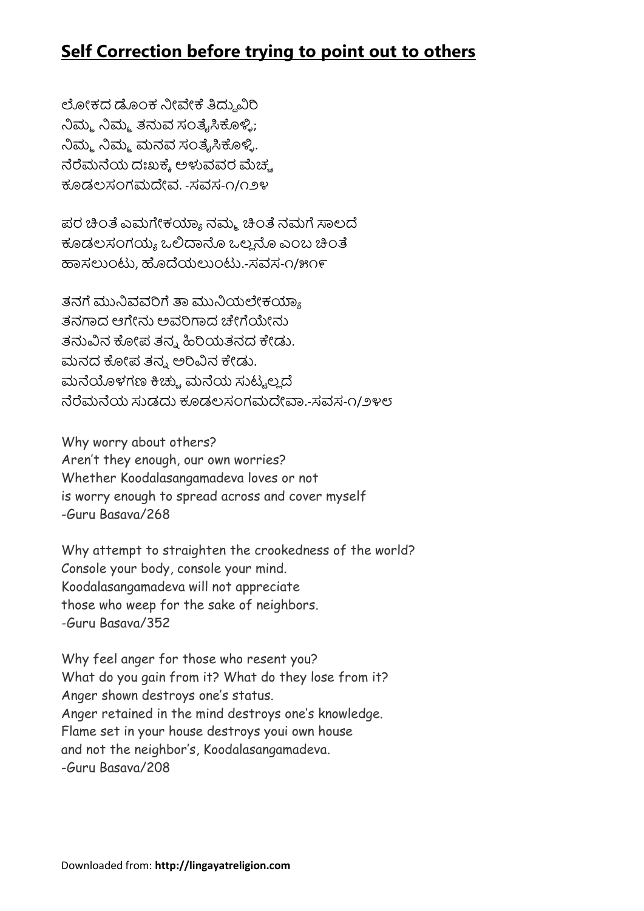## Self Correction before trying to point out to others

ಲೋಕದ ಡೊಂಕ ನೀವೇಕೆ ತಿದ್ದುವಿರಿ
ನಿಮ್ಮ ನಿಮ್ಮ ತನುವ ಸಂತೈಸಿಕೊಳ್ಳಿ;
ನಿಮ್ಮ ನಿಮ್ಮ ಮನವ ಸಂತೈಸಿಕೊಳ್ಳಿ.
ನೆರೆಮನೆಯ ದುಃಖಕ್ಕೆ ಅಳುವವರ ಮೆಚ್ಚ
ಕೂಡಲಸಂಗಮದೇವ. -ಸವಸ-೧/೧೨೪

ಪರ ಚಿಂತೆ ಎಮಗೇಕಯ್ಯಾ ನಮ್ಮ ಚಿಂತೆ ನಮಗೆ ಸಾಲದೆ
ಕೂಡಲಸಂಗಯ್ಯ ಒಲಿದಾನೊ ಒಲ್ಲನೊ ಎಂಬ ಚಿಂತೆ
ಹಾಸಲುಂಟು, ಹೊದೆಯಲುಂಟು.-ಸವಸ-೧/೫೧೯

ತನಗೆ ಮುನಿವವರಿಗೆ ತಾ ಮುನಿಯಲೇಕಯ್ಯಾ
ತನಗಾದ ಆಗೇನು ಅವರಿಗಾದ ಚೇಗೆಯೇನು
ತನುವಿನ ಕೋಪ ತನ್ನ ಹಿರಿಯತನದ ಕೇಡು.
ಮನದ ಕೋಪ ತನ್ನ ಅರಿವಿನ ಕೇಡು.
ಮನೆಯೊಳಗಣ ಕಿಚ್ಚು ಮನೆಯ ಸುಟ್ಟಲ್ಲದೆ
ನೆರೆಮನೆಯ ಸುಡದು ಕೂಡಲಸಂಗಮದೇವಾ.-ಸವಸ-೧/೨೪೮

Why worry about others?
Aren't they enough, our own worries?
Whether Koodalasangamadeva loves or not
is worry enough to spread across and cover myself
-Guru Basava/268

Why attempt to straighten the crookedness of the world?
Console your body, console your mind.
Koodalasangamadeva will not appreciate
those who weep for the sake of neighbors.
-Guru Basava/352

Why feel anger for those who resent you?
What do you gain from it? What do they lose from it?
Anger shown destroys one's status.
Anger retained in the mind destroys one's knowledge.
Flame set in your house destroys youi own house
and not the neighbor's, Koodalasangamadeva.
-Guru Basava/208

Downloaded from: **http://lingayatreligion.com**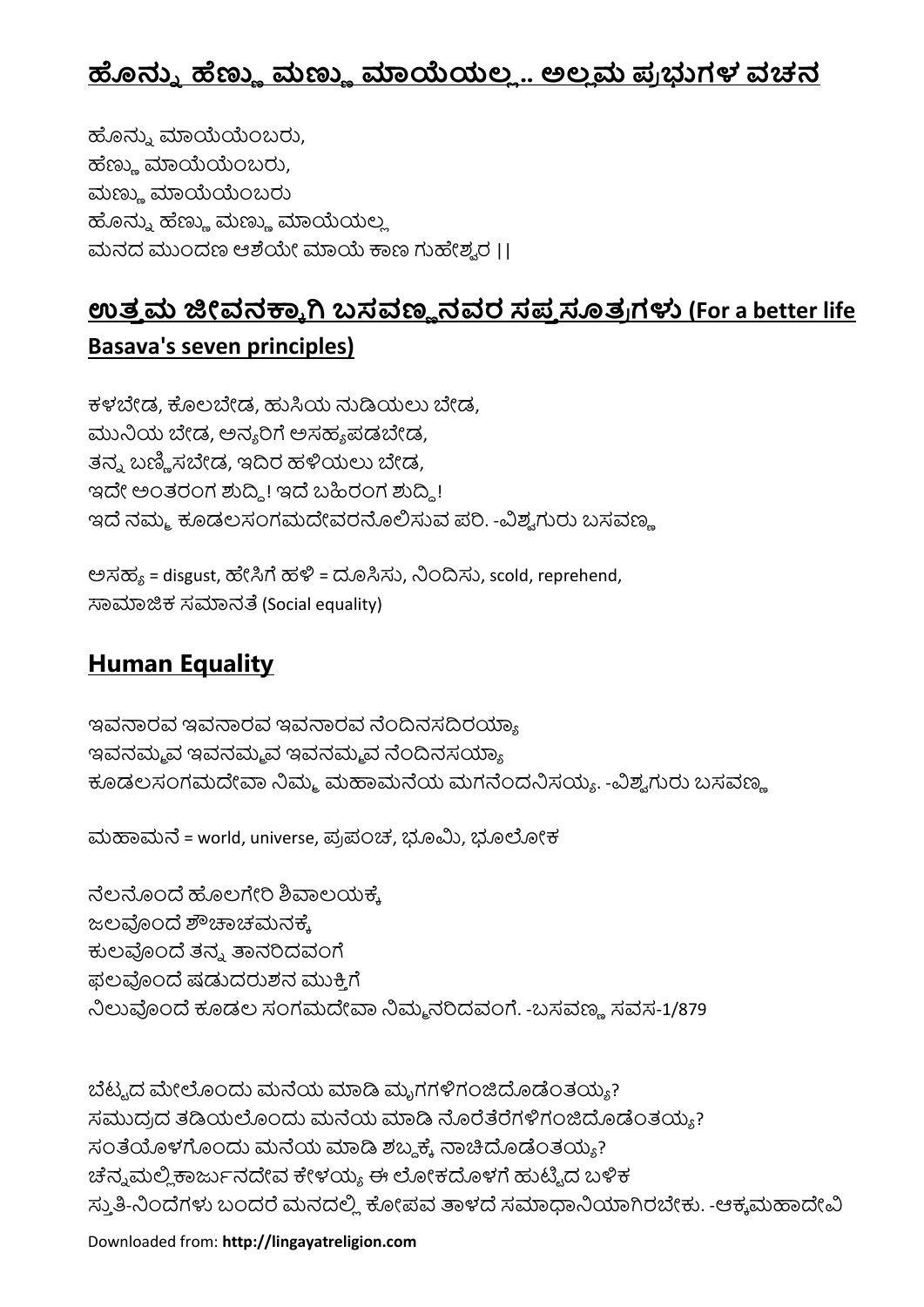## ಹೊನ್ನು ಹೆಣ್ಣು ಮಣ್ಣು ಮಾಯೆಯಲ್ಲ.. ಅಲ್ಲಮ ಪ್ರಭುಗಳ ವಚನ

ಹೊನ್ನು ಮಾಯೆಯೆಂಬರು,
ಹೆಣ್ಣು ಮಾಯೆಯೆಂಬರು,
ಮಣ್ಣು ಮಾಯೆಯೆಂಬರು
ಹೊನ್ನು ಹೆಣ್ಣು ಮಣ್ಣು ಮಾಯೆಯಲ್ಲ
ಮನದ ಮುಂದಣ ಆಶೆಯೇ ಮಾಯೆ ಕಾಣ ಗುಹೇಶ್ವರ ||

## ಉತ್ತಮ ಜೀವನಕ್ಕಾಗಿ ಬಸವಣ್ಣನವರ ಸಪ್ತಸೂತ್ರಗಳು (For a better life Basava's seven principles)

ಕಳಬೇಡ, ಕೊಲಬೇಡ, ಹುಸಿಯ ನುಡಿಯಲು ಬೇಡ,
ಮುನಿಯ ಬೇಡ, ಅನ್ಯರಿಗೆ ಅಸಹ್ಯಪಡಬೇಡ,
ತನ್ನ ಬಣ್ಣಿಸಬೇಡ, ಇದಿರ ಹಳಿಯಲು ಬೇಡ,
ಇದೇ ಅಂತರಂಗ ಶುದ್ಧಿ! ಇದೆ ಬಹಿರಂಗ ಶುದ್ಧಿ!
ಇದೆ ನಮ್ಮ ಕೂಡಲಸಂಗಮದೇವರನೊಲಿಸುವ ಪರಿ. -ವಿಶ್ವಗುರು ಬಸವಣ್ಣ

ಅಸಹ್ಯ = disgust, ಹೇಸಿಗೆ ಹಳಿ = ದೂಸಿಸು, ನಿಂದಿಸು, scold, reprehend,
ಸಾಮಾಜಿಕ ಸಮಾನತೆ (Social equality)

## Human Equality

ಇವನಾರವ ಇವನಾರವ ಇವನಾರವ ನೆಂದಿನಸದಿರಯ್ಯಾ
ಇವನಮ್ಮವ ಇವನಮ್ಮವ ಇವನಮ್ಮವ ನೆಂದಿನಸಯ್ಯಾ
ಕೂಡಲಸಂಗಮದೇವಾ ನಿಮ್ಮ ಮಹಾಮನೆಯ ಮಗನೆಂದನಿಸಯ್ಯ. -ವಿಶ್ವಗುರು ಬಸವಣ್ಣ

ಮಹಾಮನೆ = world, universe, ಪ್ರಪಂಚ, ಭೂಮಿ, ಭೂಲೋಕ

ನೆಲನೊಂದೆ ಹೊಲಗೇರಿ ಶಿವಾಲಯಕ್ಕೆ
ಜಲವೊಂದೆ ಶೌಚಾಚಮನಕ್ಕೆ
ಕುಲವೊಂದೆ ತನ್ನ ತಾನರಿದವಂಗೆ
ಫಲವೊಂದೆ ಷಡುದರುಶನ ಮುಕ್ತಿಗೆ
ನಿಲುವೊಂದೆ ಕೂಡಲ ಸಂಗಮದೇವಾ ನಿಮ್ಮನರಿದವಂಗೆ. -ಬಸವಣ್ಣ ಸವಸ-1/879

ಬೆಟ್ಟದ ಮೇಲೊಂದು ಮನೆಯ ಮಾಡಿ ಮೃಗಗಳಿಗಂಜಿದೊಡೆಂತಯ್ಯ?
ಸಮುದ್ರದ ತಡಿಯಲೊಂದು ಮನೆಯ ಮಾಡಿ ನೊರೆತೆರೆಗಳಿಗಂಜಿದೊಡೆಂತಯ್ಯ?
ಸಂತೆಯೊಳಗೊಂದು ಮನೆಯ ಮಾಡಿ ಶಬ್ದಕ್ಕೆ ನಾಚಿದೊಡೆಂತಯ್ಯ?
ಚೆನ್ನಮಲ್ಲಿಕಾರ್ಜುನದೇವ ಕೇಳಯ್ಯ ಈ ಲೋಕದೊಳಗೆ ಹುಟ್ಟಿದ ಬಳಿಕ
ಸ್ತುತಿ-ನಿಂದೆಗಳು ಬಂದರೆ ಮನದಲ್ಲಿ ಕೋಪವ ತಾಳದೆ ಸಮಾಧಾನಿಯಾಗಿರಬೇಕು. -ಆಕ್ಕಮಹಾದೇವಿ

Downloaded from: **http://lingayatreligion.com**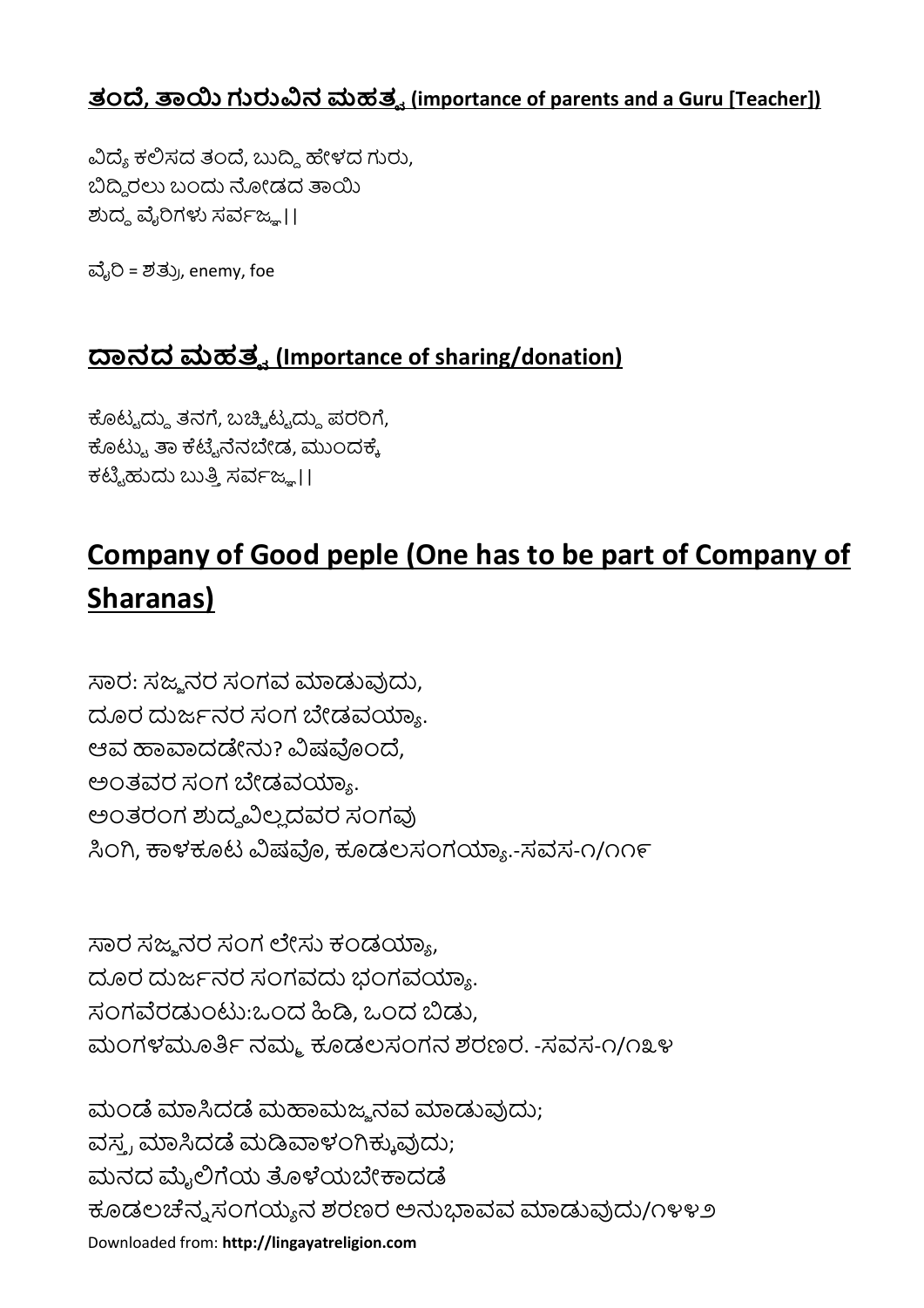### ತಂದೆ, ತಾಯಿ ಗುರುವಿನ ಮಹತ್ವ (importance of parents and a Guru [Teacher])

ವಿದ್ಯೆ ಕಲಿಸದ ತಂದೆ, ಬುದ್ಧಿ ಹೇಳದ ಗುರು,
ಬಿದ್ದಿರಲು ಬಂದು ನೋಡದ ತಾಯಿ
ಶುದ್ಧ ವೈರಿಗಳು ಸರ್ವಜ್ಞ||

ವೈರಿ = ಶತ್ರು, enemy, foe

## ದಾನದ ಮಹತ್ವ (Importance of sharing/donation)

ಕೊಟ್ಟದ್ದು ತನಗೆ, ಬಚ್ಚಿಟ್ಟದ್ದು ಪರರಿಗೆ,
ಕೊಟ್ಟು ತಾ ಕೆಟ್ಟೆನೆನಬೇಡ, ಮುಂದಕ್ಕೆ
ಕಟ್ಟಿಹುದು ಬುತ್ತಿ ಸರ್ವಜ್ಞ||

# Company of Good peple (One has to be part of Company of Sharanas)

ಸಾರ: ಸಜ್ಜನರ ಸಂಗವ ಮಾಡುವುದು,
ದೂರ ದುರ್ಜನರ ಸಂಗ ಬೇಡವಯ್ಯಾ.
ಆವ ಹಾವಾದಡೇನು? ವಿಷವೊಂದೆ,
ಅಂತವರ ಸಂಗ ಬೇಡವಯ್ಯಾ.
ಅಂತರಂಗ ಶುದ್ಧವಿಲ್ಲದವರ ಸಂಗವು
ಸಿಂಗಿ, ಕಾಳಕೂಟ ವಿಷವೊ, ಕೂಡಲಸಂಗಯ್ಯಾ.-ಸವಸ-೧/೧೧೯

ಸಾರ ಸಜ್ಜನರ ಸಂಗ ಲೇಸು ಕಂಡಯ್ಯಾ,
ದೂರ ದುರ್ಜನರ ಸಂಗವದು ಭಂಗವಯ್ಯಾ.
ಸಂಗವೆರಡುಂಟು:ಒಂದ ಹಿಡಿ, ಒಂದ ಬಿಡು,
ಮಂಗಳಮೂರ್ತಿ ನಮ್ಮ ಕೂಡಲಸಂಗನ ಶರಣರ. -ಸವಸ-೧/೧೩೪

ಮಂಡೆ ಮಾಸಿದಡೆ ಮಹಾಮಜ್ಜನವ ಮಾಡುವುದು;
ವಸ್ತ್ರ ಮಾಸಿದಡೆ ಮಡಿವಾಳಂಗಿಕ್ಕುವುದು;
ಮನದ ಮೈಲಿಗೆಯ ತೊಳೆಯಬೇಕಾದಡೆ
ಕೂಡಲಚೆನ್ನಸಂಗಯ್ಯನ ಶರಣರ ಅನುಭಾವವ ಮಾಡುವುದು/೧೪೪೨

Downloaded from: **http://lingayatreligion.com**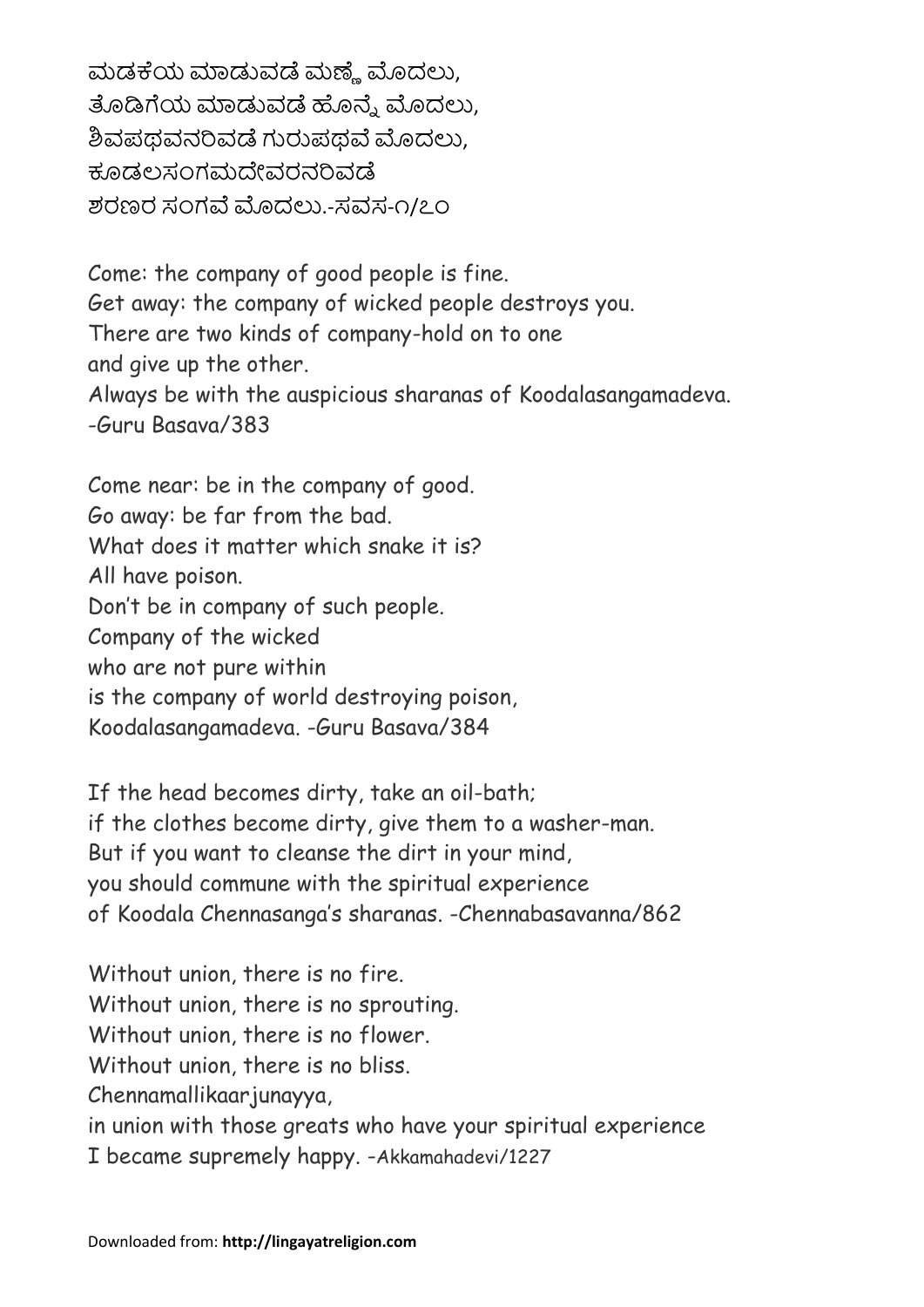ಮಡಕೆಯ ಮಾಡುವಡೆ ಮಣ್ಣೆ ಮೊದಲು,
ತೊಡಿಗೆಯ ಮಾಡುವಡೆ ಹೊನ್ನೆ ಮೊದಲು,
ಶಿವಪಥವನರಿವಡೆ ಗುರುಪಥವೆ ಮೊದಲು,
ಕೂಡಲಸಂಗಮದೇವರನರಿವಡೆ
ಶರಣರ ಸಂಗವೆ ಮೊದಲು.-ಸವಸ-೧/೭೦

Come: the company of good people is fine.
Get away: the company of wicked people destroys you.
There are two kinds of company-hold on to one
and give up the other.
Always be with the auspicious sharanas of Koodalasangamadeva.
-Guru Basava/383

Come near: be in the company of good.
Go away: be far from the bad.
What does it matter which snake it is?
All have poison.
Don't be in company of such people.
Company of the wicked
who are not pure within
is the company of world destroying poison,
Koodalasangamadeva. -Guru Basava/384

If the head becomes dirty, take an oil-bath;
if the clothes become dirty, give them to a washer-man.
But if you want to cleanse the dirt in your mind,
you should commune with the spiritual experience
of Koodala Chennasanga's sharanas. -Chennabasavanna/862

Without union, there is no fire.
Without union, there is no sprouting.
Without union, there is no flower.
Without union, there is no bliss.
Chennamallikaarjunayya,
in union with those greats who have your spiritual experience
I became supremely happy. -Akkamahadevi/1227

Downloaded from: **http://lingayatreligion.com**